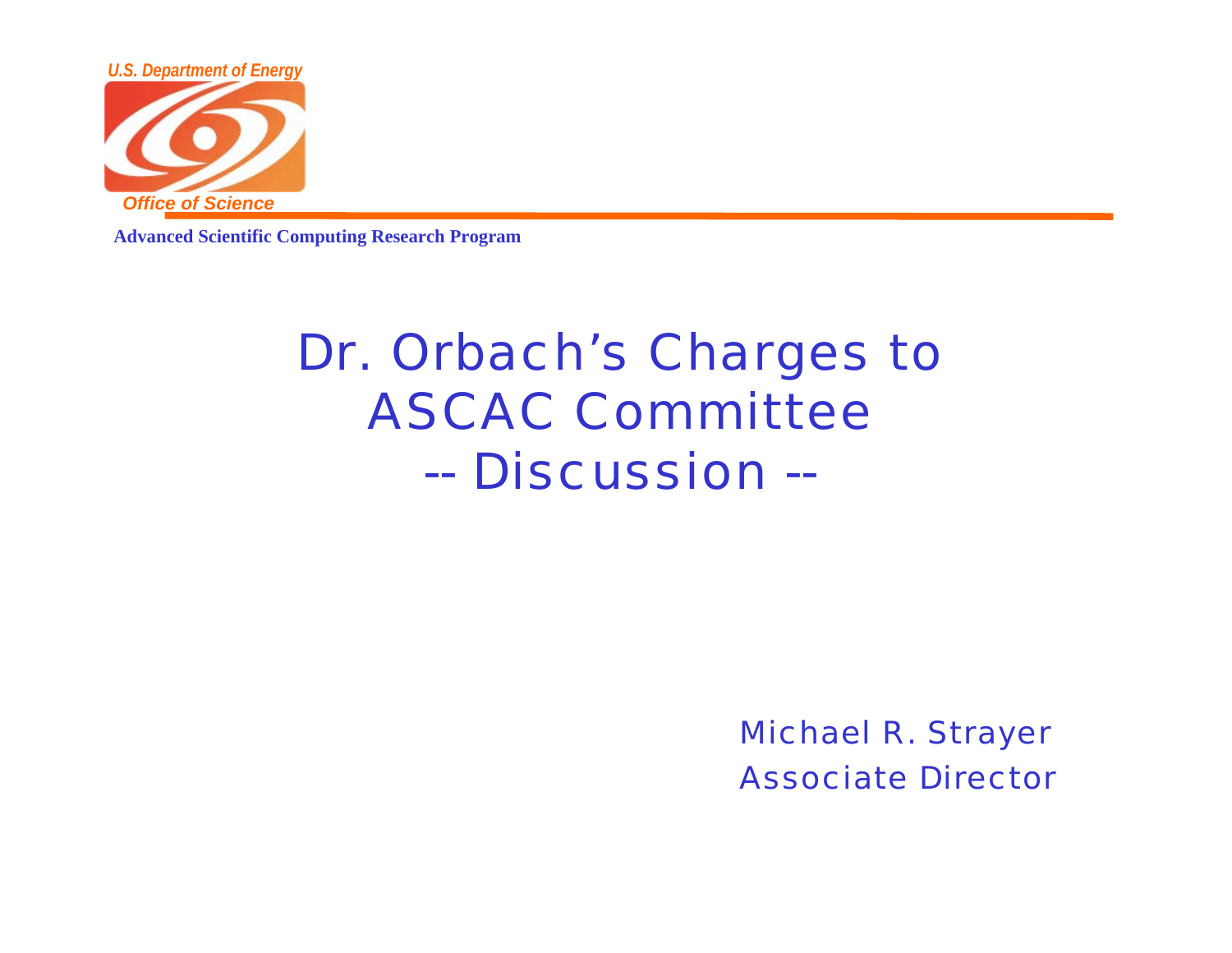U.S. Department of Energy

Office of Science

**Advanced Scientific Computing Research Program**

# Dr. Orbach's Charges to ASCAC Committee -- Discussion --

Michael R. Strayer
Associate Director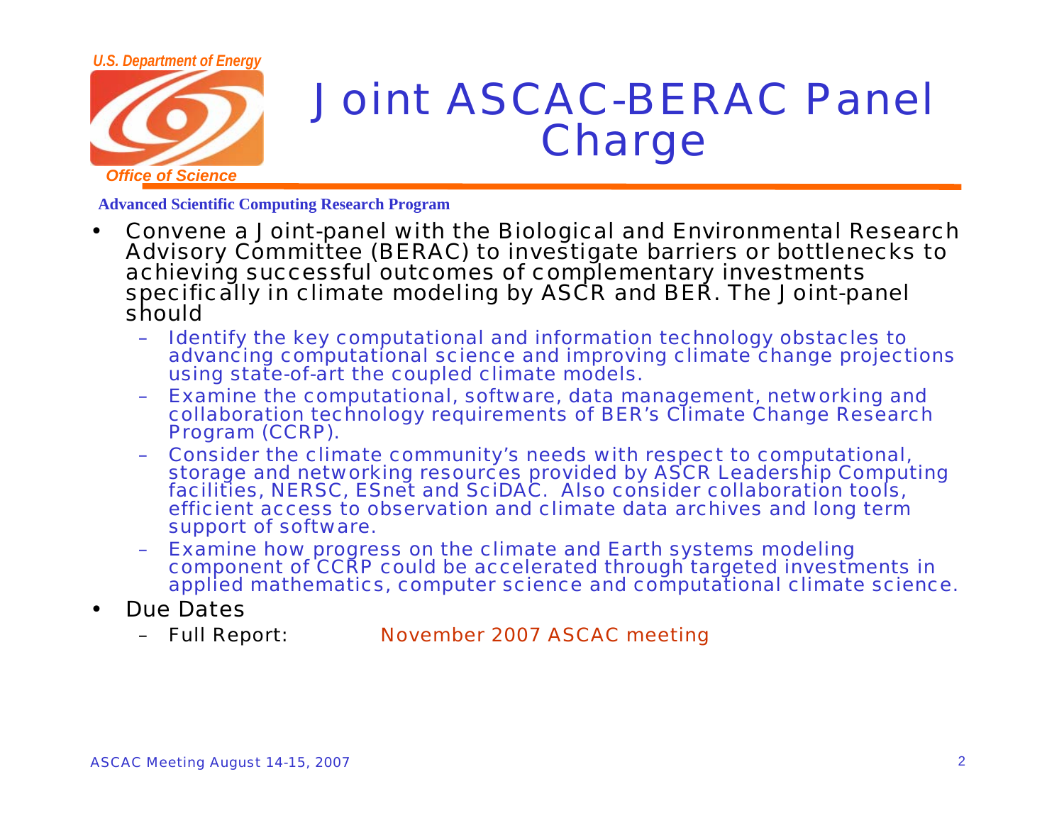# Joint ASCAC-BERAC Panel Charge

**Advanced Scientific Computing Research Program**

- Convene a Joint-panel with the Biological and Environmental Research Advisory Committee (BERAC) to investigate barriers or bottlenecks to achieving successful outcomes of complementary investments specifically in climate modeling by ASCR and BER. The Joint-panel should
  - Identify the key computational and information technology obstacles to advancing computational science and improving climate change projections using state-of-art the coupled climate models.
  - Examine the computational, software, data management, networking and collaboration technology requirements of BER's Climate Change Research Program (CCRP).
  - Consider the climate community's needs with respect to computational, storage and networking resources provided by ASCR Leadership Computing facilities, NERSC, ESnet and SciDAC. Also consider collaboration tools, efficient access to observation and climate data archives and long term support of software.
  - Examine how progress on the climate and Earth systems modeling component of CCRP could be accelerated through targeted investments in applied mathematics, computer science and computational climate science.
- Due Dates
  - Full Report: November 2007 ASCAC meeting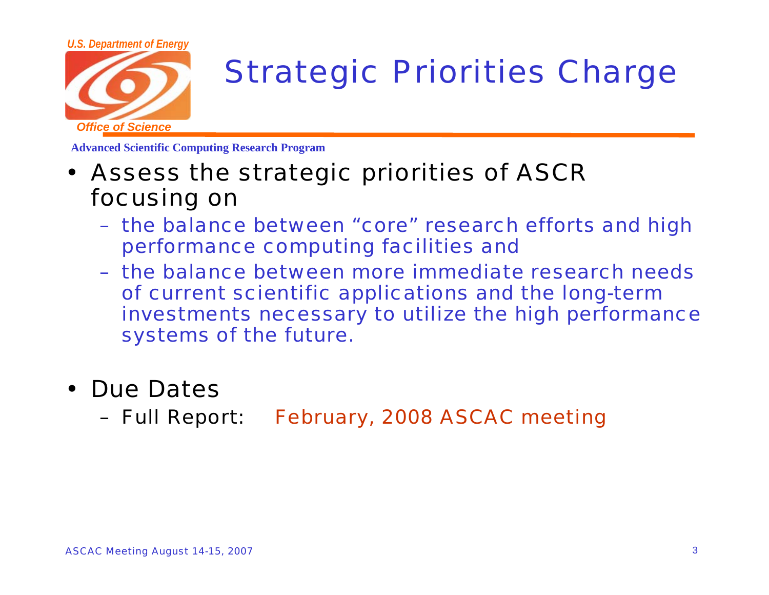# Strategic Priorities Charge

- Assess the strategic priorities of ASCR focusing on
  - the balance between "core" research efforts and high performance computing facilities and
  - the balance between more immediate research needs of current scientific applications and the long-term investments necessary to utilize the high performance systems of the future.

- Due Dates
  - Full Report: February, 2008 ASCAC meeting